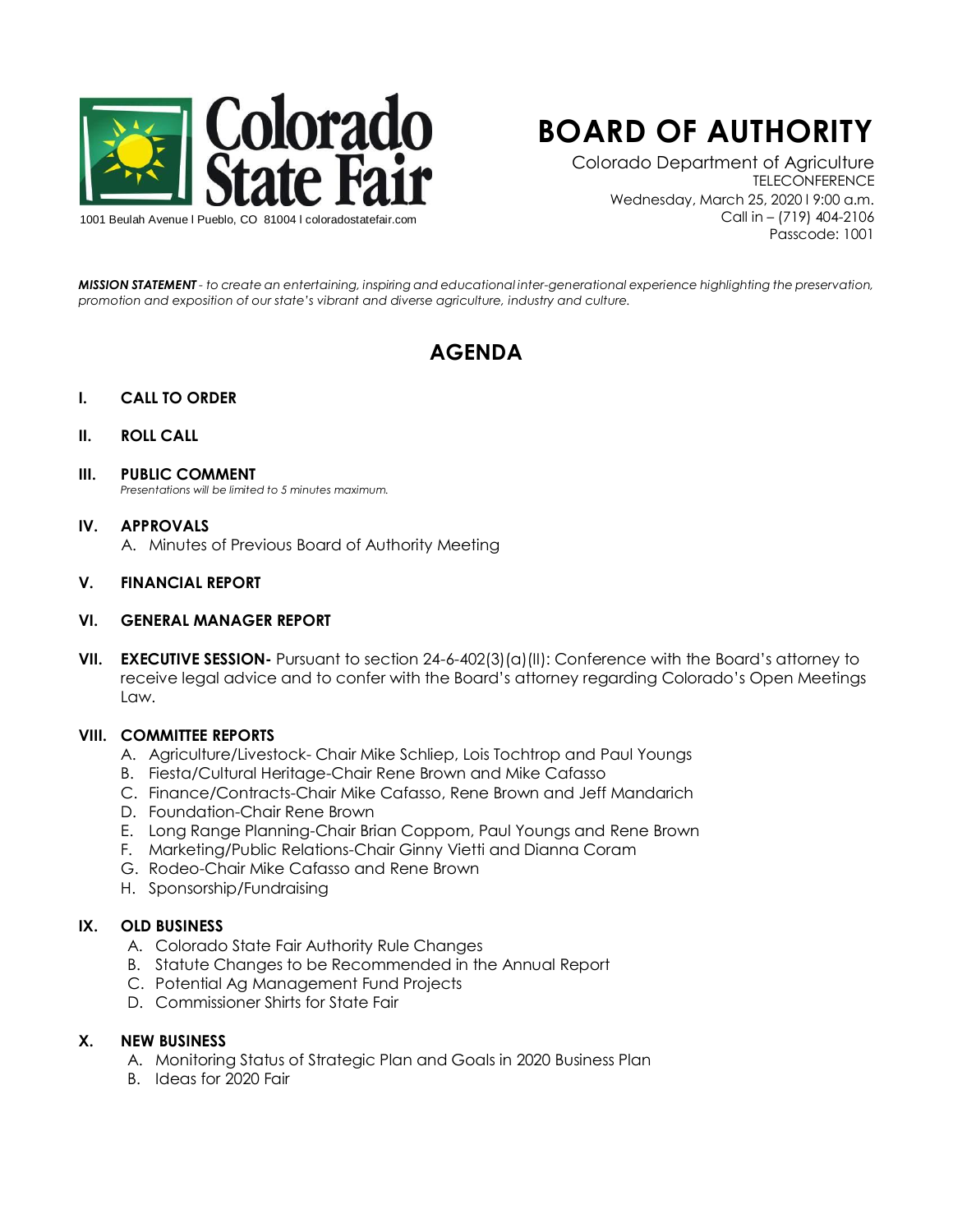Colorado State Fair

1001 Beulah Avenue l Pueblo, CO 81004 l coloradostatefair.com

# BOARD OF AUTHORITY

Colorado Department of Agriculture
TELECONFERENCE
Wednesday, March 25, 2020 l 9:00 a.m.
Call in – (719) 404-2106
Passcode: 1001

***MISSION STATEMENT*** *- to create an entertaining, inspiring and educational inter-generational experience highlighting the preservation, promotion and exposition of our state's vibrant and diverse agriculture, industry and culture.*

## AGENDA

**I. CALL TO ORDER**

**II. ROLL CALL**

**III. PUBLIC COMMENT**
*Presentations will be limited to 5 minutes maximum.*

**IV. APPROVALS**

A. Minutes of Previous Board of Authority Meeting

**V. FINANCIAL REPORT**

**VI. GENERAL MANAGER REPORT**

**VII. EXECUTIVE SESSION-** Pursuant to section 24-6-402(3)(a)(II): Conference with the Board's attorney to receive legal advice and to confer with the Board's attorney regarding Colorado's Open Meetings Law.

**VIII. COMMITTEE REPORTS**

A. Agriculture/Livestock- Chair Mike Schliep, Lois Tochtrop and Paul Youngs
B. Fiesta/Cultural Heritage-Chair Rene Brown and Mike Cafasso
C. Finance/Contracts-Chair Mike Cafasso, Rene Brown and Jeff Mandarich
D. Foundation-Chair Rene Brown
E. Long Range Planning-Chair Brian Coppom, Paul Youngs and Rene Brown
F. Marketing/Public Relations-Chair Ginny Vietti and Dianna Coram
G. Rodeo-Chair Mike Cafasso and Rene Brown
H. Sponsorship/Fundraising

**IX. OLD BUSINESS**

A. Colorado State Fair Authority Rule Changes
B. Statute Changes to be Recommended in the Annual Report
C. Potential Ag Management Fund Projects
D. Commissioner Shirts for State Fair

**X. NEW BUSINESS**

A. Monitoring Status of Strategic Plan and Goals in 2020 Business Plan
B. Ideas for 2020 Fair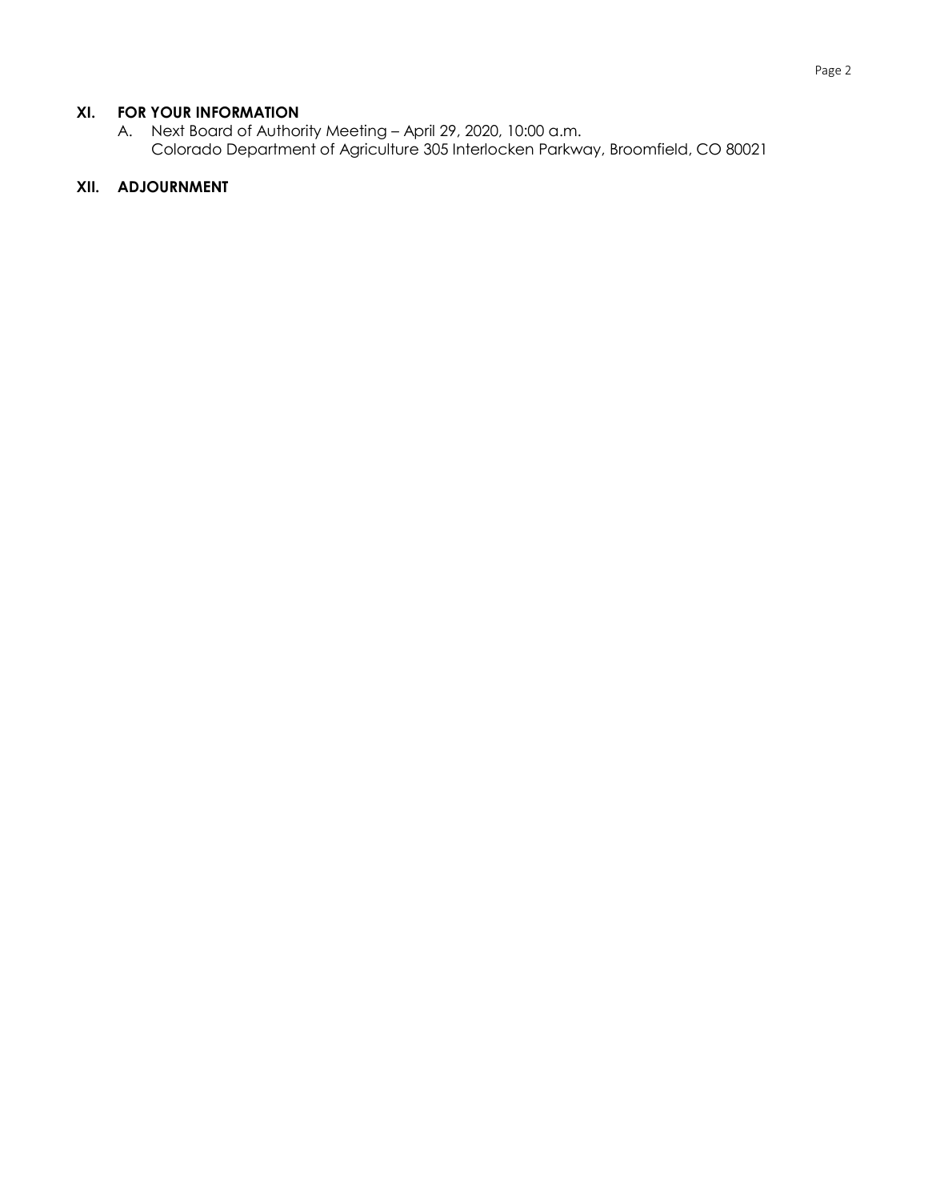## XI. FOR YOUR INFORMATION

A. Next Board of Authority Meeting – April 29, 2020, 10:00 a.m.
Colorado Department of Agriculture 305 Interlocken Parkway, Broomfield, CO 80021

## XII. ADJOURNMENT